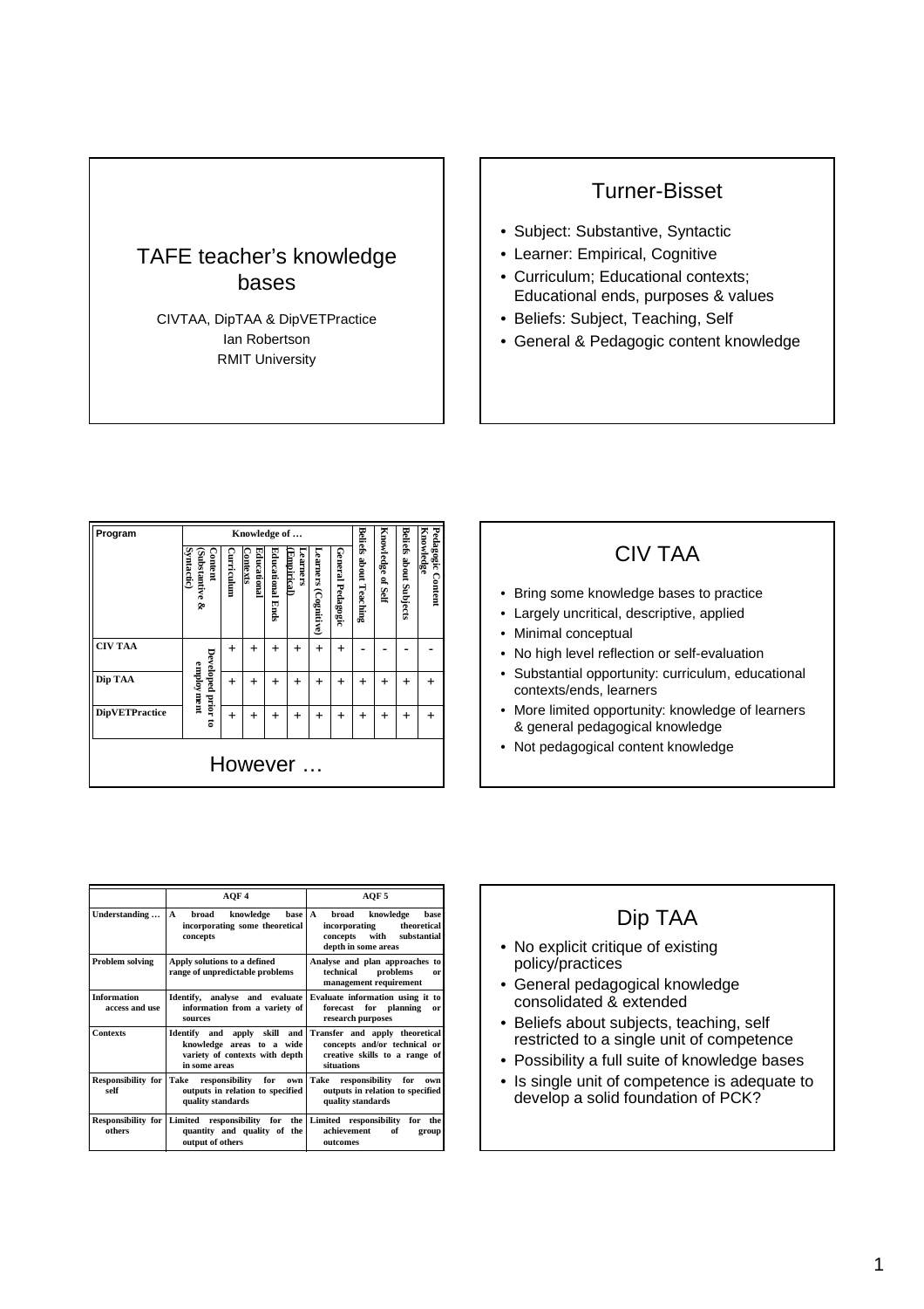# TAFE teacher's knowledge bases

CIVTAA, DipTAA & DipVETPractice
Ian Robertson
RMIT University

## Turner-Bisset

- Subject: Substantive, Syntactic
- Learner: Empirical, Cognitive
- Curriculum; Educational contexts; Educational ends, purposes & values
- Beliefs: Subject, Teaching, Self
- General & Pedagogic content knowledge

| Program | Knowledge of … | | | | | | | | | | |
|---|---|---|---|---|---|---|---|---|---|---|---|
| | Content (Substantive & Syntactic) | Curriculum | Educational Contexts | Educational Ends | Learners (Empirical) | Learners (Cognitive) | General Pedagogic | Beliefs about Teaching | Knowledge of Self | Beliefs about Subjects | Pedagogic Content Knowledge |
| CIV TAA | Developed prior to employment | + | + | + | + | + | + | - | - | - | - |
| Dip TAA | Developed prior to employment | + | + | + | + | + | + | + | + | + | + |
| DipVETPractice | Developed prior to employment | + | + | + | + | + | + | + | + | + | + |

However …

## CIV TAA

- Bring some knowledge bases to practice
- Largely uncritical, descriptive, applied
- Minimal conceptual
- No high level reflection or self-evaluation
- Substantial opportunity: curriculum, educational contexts/ends, learners
- More limited opportunity: knowledge of learners & general pedagogical knowledge
- Not pedagogical content knowledge

| | AQF 4 | AQF 5 |
|---|---|---|
| Understanding … | A broad knowledge base incorporating some theoretical concepts | A broad knowledge base incorporating theoretical concepts with substantial depth in some areas |
| Problem solving | Apply solutions to a defined range of unpredictable problems | Analyse and plan approaches to technical problems or management requirement |
| Information access and use | Identify, analyse and evaluate information from a variety of sources | Evaluate information using it to forecast for planning or research purposes |
| Contexts | Identify and apply skill and knowledge areas to a wide variety of contexts with depth in some areas | Transfer and apply theoretical concepts and/or technical or creative skills to a range of situations |
| Responsibility for self | Take responsibility for own outputs in relation to specified quality standards | Take responsibility for own outputs in relation to specified quality standards |
| Responsibility for others | Limited responsibility for the quantity and quality of the output of others | Limited responsibility for the achievement of group outcomes |

## Dip TAA

- No explicit critique of existing policy/practices
- General pedagogical knowledge consolidated & extended
- Beliefs about subjects, teaching, self restricted to a single unit of competence
- Possibility a full suite of knowledge bases
- Is single unit of competence is adequate to develop a solid foundation of PCK?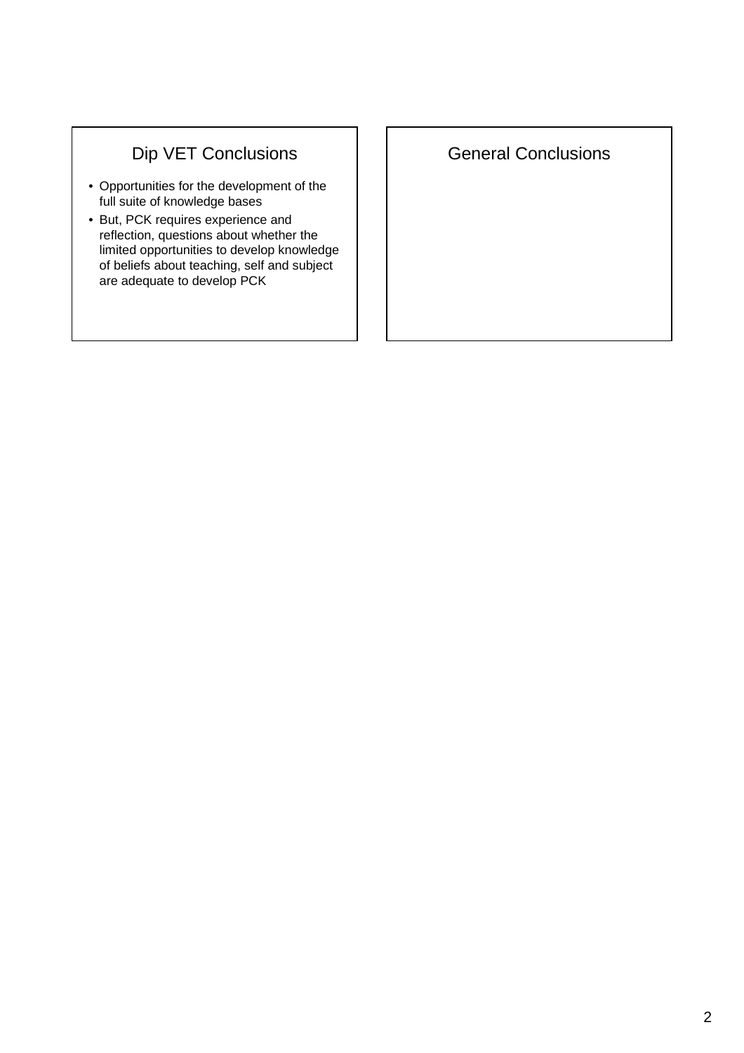## Dip VET Conclusions

- Opportunities for the development of the full suite of knowledge bases
- But, PCK requires experience and reflection, questions about whether the limited opportunities to develop knowledge of beliefs about teaching, self and subject are adequate to develop PCK

## General Conclusions